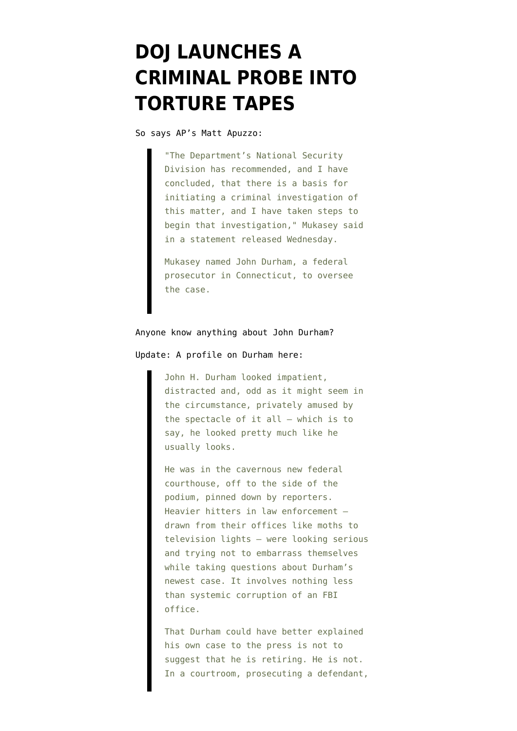# DOJ LAUNCHES A CRIMINAL PROBE INTO TORTURE TAPES

So says AP's Matt Apuzzo:

> "The Department's National Security Division has recommended, and I have concluded, that there is a basis for initiating a criminal investigation of this matter, and I have taken steps to begin that investigation," Mukasey said in a statement released Wednesday.
>
> Mukasey named John Durham, a federal prosecutor in Connecticut, to oversee the case.

Anyone know anything about John Durham?

Update: A profile on Durham here:

> John H. Durham looked impatient, distracted and, odd as it might seem in the circumstance, privately amused by the spectacle of it all — which is to say, he looked pretty much like he usually looks.
>
> He was in the cavernous new federal courthouse, off to the side of the podium, pinned down by reporters. Heavier hitters in law enforcement — drawn from their offices like moths to television lights — were looking serious and trying not to embarrass themselves while taking questions about Durham's newest case. It involves nothing less than systemic corruption of an FBI office.
>
> That Durham could have better explained his own case to the press is not to suggest that he is retiring. He is not. In a courtroom, prosecuting a defendant,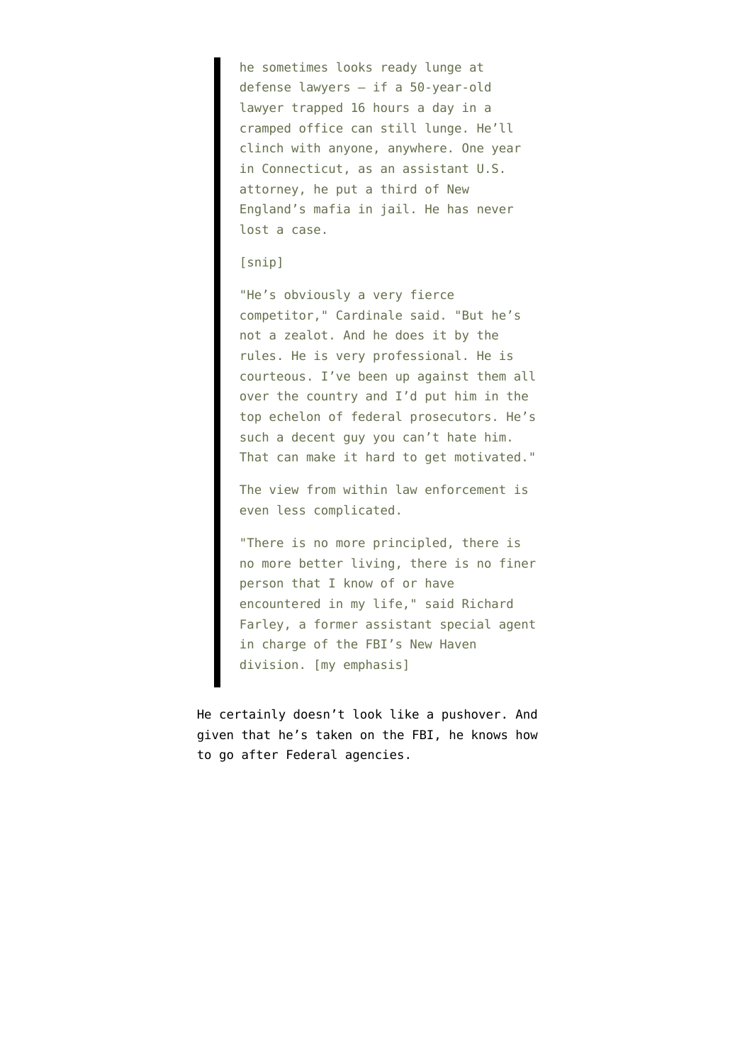> he sometimes looks ready lunge at defense lawyers — if a 50-year-old lawyer trapped 16 hours a day in a cramped office can still lunge. He'll clinch with anyone, anywhere. One year in Connecticut, as an assistant U.S. attorney, he put a third of New England's mafia in jail. He has never lost a case.
>
> [snip]
>
> "He's obviously a very fierce competitor," Cardinale said. "But he's not a zealot. And he does it by the rules. He is very professional. He is courteous. I've been up against them all over the country and I'd put him in the top echelon of federal prosecutors. He's such a decent guy you can't hate him. That can make it hard to get motivated."
>
> The view from within law enforcement is even less complicated.
>
> "There is no more principled, there is no more better living, there is no finer person that I know of or have encountered in my life," said Richard Farley, a former assistant special agent in charge of the FBI's New Haven division. [my emphasis]

He certainly doesn't look like a pushover. And given that he's taken on the FBI, he knows how to go after Federal agencies.